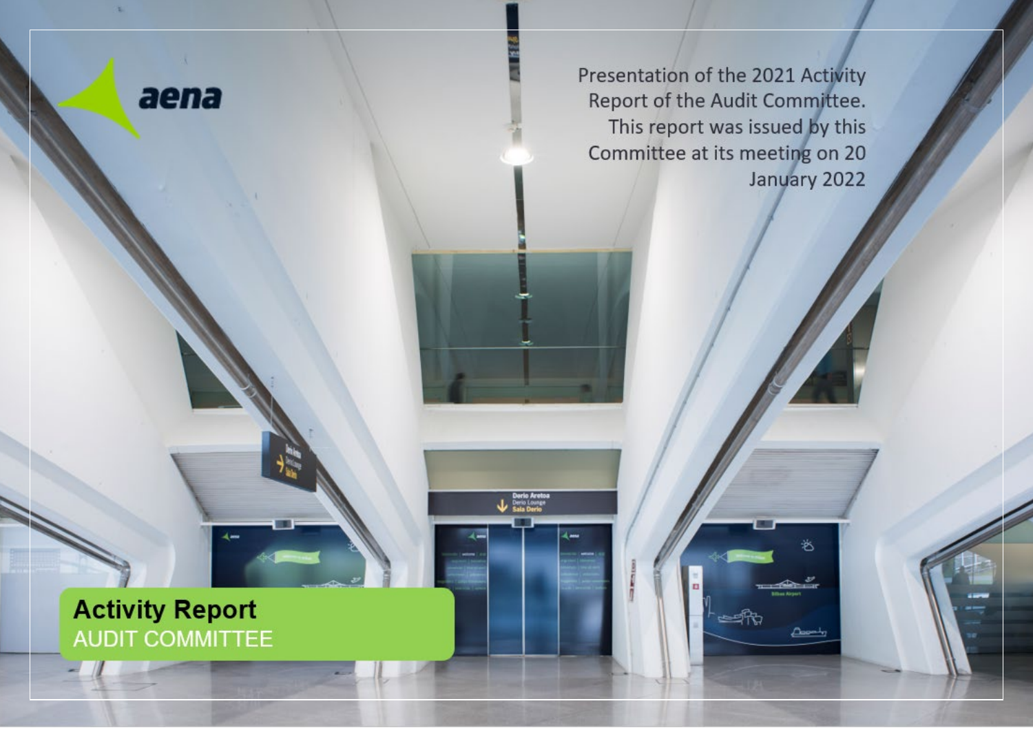aena

Presentation of the 2021 Activity Report of the Audit Committee. This report was issued by this Committee at its meeting on 20 January 2022

# Activity Report
## AUDIT COMMITTEE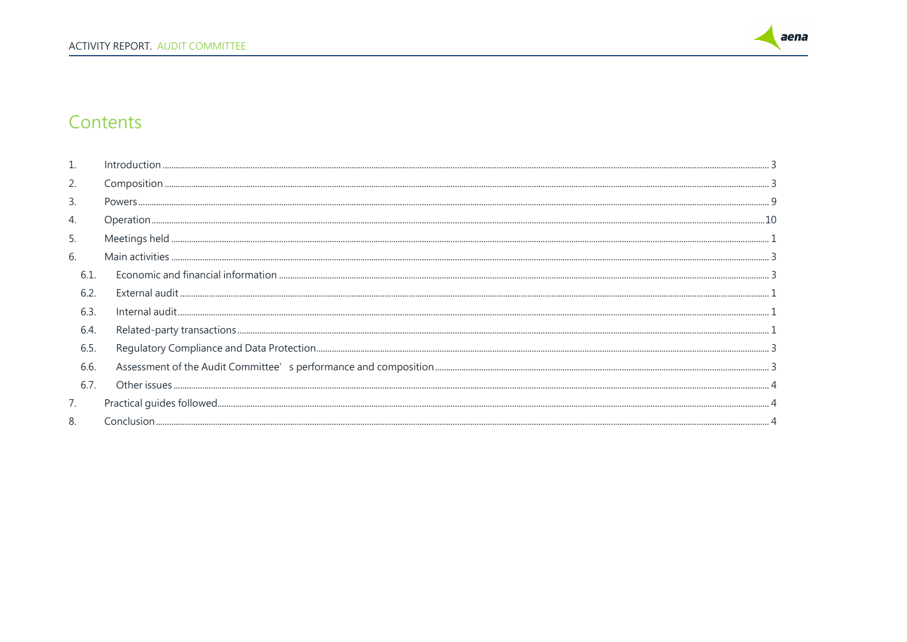# Contents

| | | |
|---|---|---|
| 1. | Introduction | 3 |
| 2. | Composition | 3 |
| 3. | Powers | 9 |
| 4. | Operation | 10 |
| 5. | Meetings held | 1 |
| 6. | Main activities | 3 |
| 6.1. | Economic and financial information | 3 |
| 6.2. | External audit | 1 |
| 6.3. | Internal audit | 1 |
| 6.4. | Related-party transactions | 1 |
| 6.5. | Regulatory Compliance and Data Protection | 3 |
| 6.6. | Assessment of the Audit Committee' s performance and composition | 3 |
| 6.7. | Other issues | 4 |
| 7. | Practical guides followed | 4 |
| 8. | Conclusion | 4 |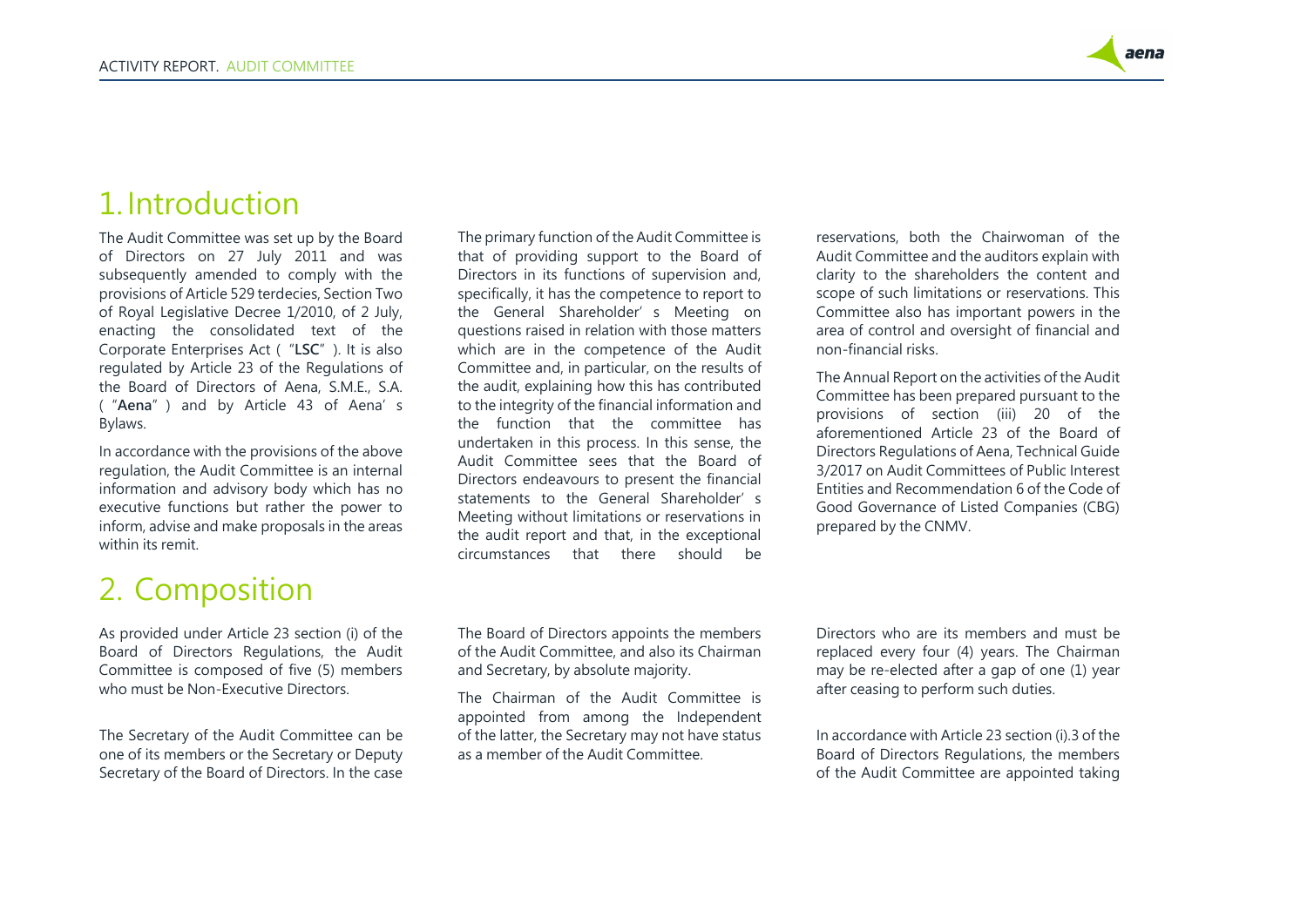# 1. Introduction

The Audit Committee was set up by the Board of Directors on 27 July 2011 and was subsequently amended to comply with the provisions of Article 529 terdecies, Section Two of Royal Legislative Decree 1/2010, of 2 July, enacting the consolidated text of the Corporate Enterprises Act ( "**LSC**" ). It is also regulated by Article 23 of the Regulations of the Board of Directors of Aena, S.M.E., S.A. ( "**Aena**" ) and by Article 43 of Aena' s Bylaws.

In accordance with the provisions of the above regulation, the Audit Committee is an internal information and advisory body which has no executive functions but rather the power to inform, advise and make proposals in the areas within its remit.

The primary function of the Audit Committee is that of providing support to the Board of Directors in its functions of supervision and, specifically, it has the competence to report to the General Shareholder' s Meeting on questions raised in relation with those matters which are in the competence of the Audit Committee and, in particular, on the results of the audit, explaining how this has contributed to the integrity of the financial information and the function that the committee has undertaken in this process. In this sense, the Audit Committee sees that the Board of Directors endeavours to present the financial statements to the General Shareholder' s Meeting without limitations or reservations in the audit report and that, in the exceptional circumstances that there should be reservations, both the Chairwoman of the Audit Committee and the auditors explain with clarity to the shareholders the content and scope of such limitations or reservations. This Committee also has important powers in the area of control and oversight of financial and non-financial risks.

The Annual Report on the activities of the Audit Committee has been prepared pursuant to the provisions of section (iii) 20 of the aforementioned Article 23 of the Board of Directors Regulations of Aena, Technical Guide 3/2017 on Audit Committees of Public Interest Entities and Recommendation 6 of the Code of Good Governance of Listed Companies (CBG) prepared by the CNMV.

# 2. Composition

As provided under Article 23 section (i) of the Board of Directors Regulations, the Audit Committee is composed of five (5) members who must be Non-Executive Directors.

The Secretary of the Audit Committee can be one of its members or the Secretary or Deputy Secretary of the Board of Directors. In the case of the latter, the Secretary may not have status as a member of the Audit Committee.

The Board of Directors appoints the members of the Audit Committee, and also its Chairman and Secretary, by absolute majority.

The Chairman of the Audit Committee is appointed from among the Independent Directors who are its members and must be replaced every four (4) years. The Chairman may be re-elected after a gap of one (1) year after ceasing to perform such duties.

In accordance with Article 23 section (i).3 of the Board of Directors Regulations, the members of the Audit Committee are appointed taking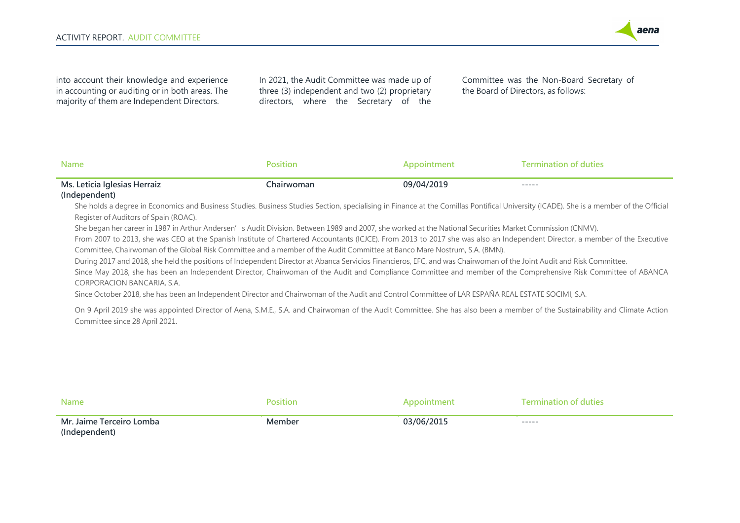into account their knowledge and experience in accounting or auditing or in both areas. The majority of them are Independent Directors.

In 2021, the Audit Committee was made up of three (3) independent and two (2) proprietary directors, where the Secretary of the Committee was the Non-Board Secretary of the Board of Directors, as follows:

| Name | Position | Appointment | Termination of duties |
|---|---|---|---|
| **Ms. Leticia Iglesias Herraiz (Independent)** | **Chairwoman** | **09/04/2019** | ----- |

She holds a degree in Economics and Business Studies. Business Studies Section, specialising in Finance at the Comillas Pontifical University (ICADE). She is a member of the Official Register of Auditors of Spain (ROAC).

She began her career in 1987 in Arthur Andersen' s Audit Division. Between 1989 and 2007, she worked at the National Securities Market Commission (CNMV).

From 2007 to 2013, she was CEO at the Spanish Institute of Chartered Accountants (ICJCE). From 2013 to 2017 she was also an Independent Director, a member of the Executive Committee, Chairwoman of the Global Risk Committee and a member of the Audit Committee at Banco Mare Nostrum, S.A. (BMN).

During 2017 and 2018, she held the positions of Independent Director at Abanca Servicios Financieros, EFC, and was Chairwoman of the Joint Audit and Risk Committee.

Since May 2018, she has been an Independent Director, Chairwoman of the Audit and Compliance Committee and member of the Comprehensive Risk Committee of ABANCA CORPORACION BANCARIA, S.A.

Since October 2018, she has been an Independent Director and Chairwoman of the Audit and Control Committee of LAR ESPAÑA REAL ESTATE SOCIMI, S.A.

On 9 April 2019 she was appointed Director of Aena, S.M.E., S.A. and Chairwoman of the Audit Committee. She has also been a member of the Sustainability and Climate Action Committee since 28 April 2021.

| Name | Position | Appointment | Termination of duties |
|---|---|---|---|
| **Mr. Jaime Terceiro Lomba (Independent)** | **Member** | **03/06/2015** | ----- |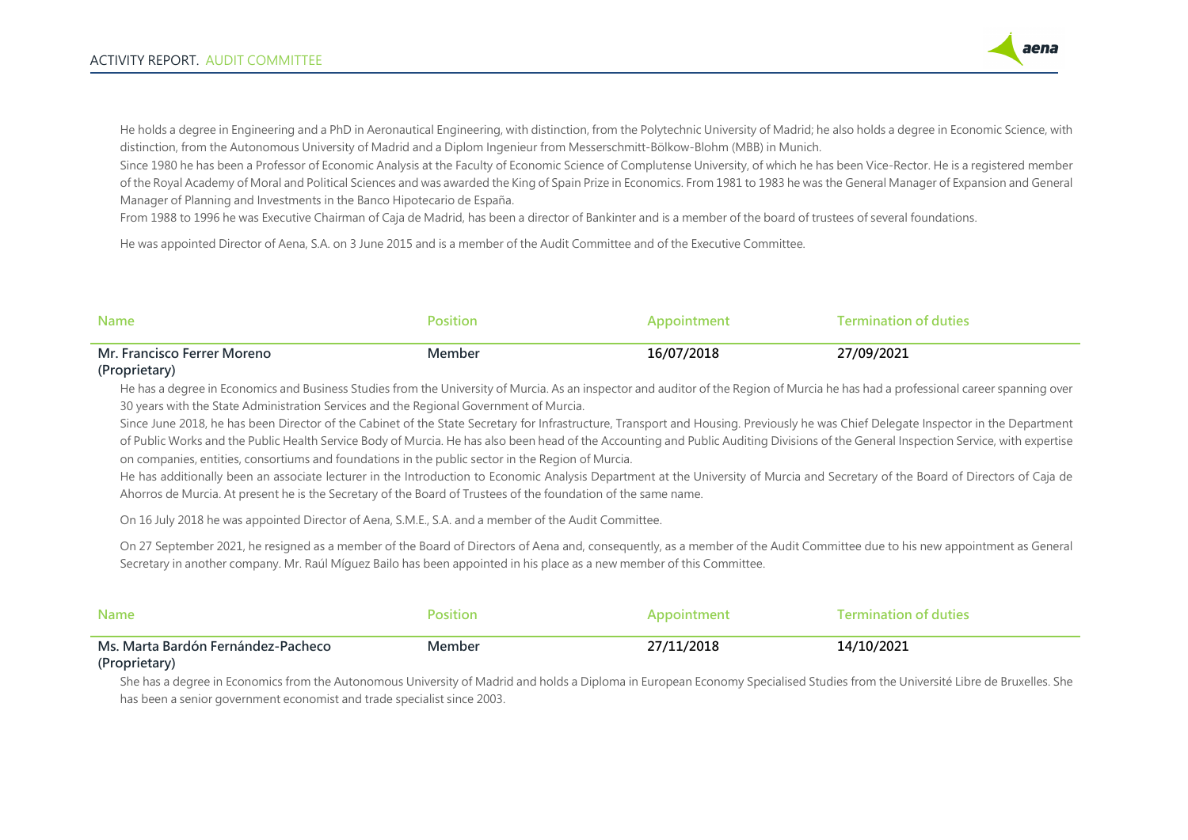He holds a degree in Engineering and a PhD in Aeronautical Engineering, with distinction, from the Polytechnic University of Madrid; he also holds a degree in Economic Science, with distinction, from the Autonomous University of Madrid and a Diplom Ingenieur from Messerschmitt-Bölkow-Blohm (MBB) in Munich.

Since 1980 he has been a Professor of Economic Analysis at the Faculty of Economic Science of Complutense University, of which he has been Vice-Rector. He is a registered member of the Royal Academy of Moral and Political Sciences and was awarded the King of Spain Prize in Economics. From 1981 to 1983 he was the General Manager of Expansion and General Manager of Planning and Investments in the Banco Hipotecario de España.

From 1988 to 1996 he was Executive Chairman of Caja de Madrid, has been a director of Bankinter and is a member of the board of trustees of several foundations.

He was appointed Director of Aena, S.A. on 3 June 2015 and is a member of the Audit Committee and of the Executive Committee.

| Name | Position | Appointment | Termination of duties |
|---|---|---|---|
| **Mr. Francisco Ferrer Moreno (Proprietary)** | **Member** | **16/07/2018** | **27/09/2021** |

He has a degree in Economics and Business Studies from the University of Murcia. As an inspector and auditor of the Region of Murcia he has had a professional career spanning over 30 years with the State Administration Services and the Regional Government of Murcia.

Since June 2018, he has been Director of the Cabinet of the State Secretary for Infrastructure, Transport and Housing. Previously he was Chief Delegate Inspector in the Department of Public Works and the Public Health Service Body of Murcia. He has also been head of the Accounting and Public Auditing Divisions of the General Inspection Service, with expertise on companies, entities, consortiums and foundations in the public sector in the Region of Murcia.

He has additionally been an associate lecturer in the Introduction to Economic Analysis Department at the University of Murcia and Secretary of the Board of Directors of Caja de Ahorros de Murcia. At present he is the Secretary of the Board of Trustees of the foundation of the same name.

On 16 July 2018 he was appointed Director of Aena, S.M.E., S.A. and a member of the Audit Committee.

On 27 September 2021, he resigned as a member of the Board of Directors of Aena and, consequently, as a member of the Audit Committee due to his new appointment as General Secretary in another company. Mr. Raúl Míguez Bailo has been appointed in his place as a new member of this Committee.

| Name | Position | Appointment | Termination of duties |
|---|---|---|---|
| **Ms. Marta Bardón Fernández-Pacheco (Proprietary)** | **Member** | **27/11/2018** | **14/10/2021** |

She has a degree in Economics from the Autonomous University of Madrid and holds a Diploma in European Economy Specialised Studies from the Université Libre de Bruxelles. She has been a senior government economist and trade specialist since 2003.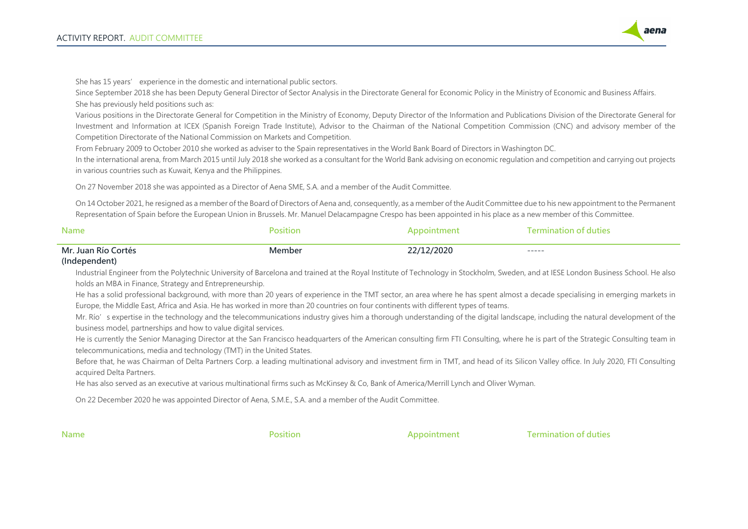She has 15 years' experience in the domestic and international public sectors.

Since September 2018 she has been Deputy General Director of Sector Analysis in the Directorate General for Economic Policy in the Ministry of Economic and Business Affairs.

She has previously held positions such as:

Various positions in the Directorate General for Competition in the Ministry of Economy, Deputy Director of the Information and Publications Division of the Directorate General for Investment and Information at ICEX (Spanish Foreign Trade Institute), Advisor to the Chairman of the National Competition Commission (CNC) and advisory member of the Competition Directorate of the National Commission on Markets and Competition.

From February 2009 to October 2010 she worked as adviser to the Spain representatives in the World Bank Board of Directors in Washington DC.

In the international arena, from March 2015 until July 2018 she worked as a consultant for the World Bank advising on economic regulation and competition and carrying out projects in various countries such as Kuwait, Kenya and the Philippines.

On 27 November 2018 she was appointed as a Director of Aena SME, S.A. and a member of the Audit Committee.

On 14 October 2021, he resigned as a member of the Board of Directors of Aena and, consequently, as a member of the Audit Committee due to his new appointment to the Permanent Representation of Spain before the European Union in Brussels. Mr. Manuel Delacampagne Crespo has been appointed in his place as a new member of this Committee.

| Name | Position | Appointment | Termination of duties |
|---|---|---|---|
| **Mr. Juan Río Cortés (Independent)** | **Member** | **22/12/2020** | ----- |

Industrial Engineer from the Polytechnic University of Barcelona and trained at the Royal Institute of Technology in Stockholm, Sweden, and at IESE London Business School. He also holds an MBA in Finance, Strategy and Entrepreneurship.

He has a solid professional background, with more than 20 years of experience in the TMT sector, an area where he has spent almost a decade specialising in emerging markets in Europe, the Middle East, Africa and Asia. He has worked in more than 20 countries on four continents with different types of teams.

Mr. Río's expertise in the technology and the telecommunications industry gives him a thorough understanding of the digital landscape, including the natural development of the business model, partnerships and how to value digital services.

He is currently the Senior Managing Director at the San Francisco headquarters of the American consulting firm FTI Consulting, where he is part of the Strategic Consulting team in telecommunications, media and technology (TMT) in the United States.

Before that, he was Chairman of Delta Partners Corp. a leading multinational advisory and investment firm in TMT, and head of its Silicon Valley office. In July 2020, FTI Consulting acquired Delta Partners.

He has also served as an executive at various multinational firms such as McKinsey & Co, Bank of America/Merrill Lynch and Oliver Wyman.

On 22 December 2020 he was appointed Director of Aena, S.M.E., S.A. and a member of the Audit Committee.

| Name | Position | Appointment | Termination of duties |
|---|---|---|---|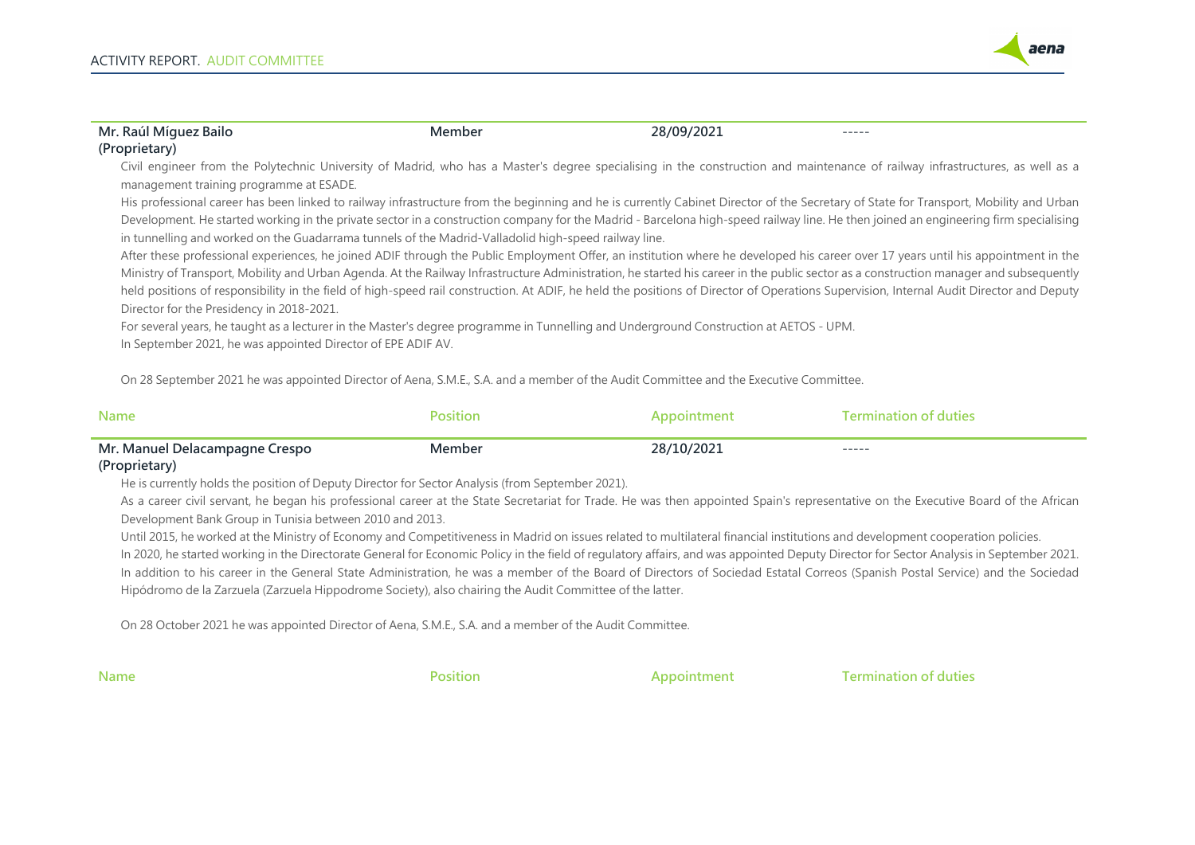| Name | Position | Appointment | Termination of duties |
|---|---|---|---|
| **Mr. Raúl Míguez Bailo (Proprietary)** | **Member** | **28/09/2021** | ----- |

Civil engineer from the Polytechnic University of Madrid, who has a Master's degree specialising in the construction and maintenance of railway infrastructures, as well as a management training programme at ESADE.

His professional career has been linked to railway infrastructure from the beginning and he is currently Cabinet Director of the Secretary of State for Transport, Mobility and Urban Development. He started working in the private sector in a construction company for the Madrid - Barcelona high-speed railway line. He then joined an engineering firm specialising in tunnelling and worked on the Guadarrama tunnels of the Madrid-Valladolid high-speed railway line.

After these professional experiences, he joined ADIF through the Public Employment Offer, an institution where he developed his career over 17 years until his appointment in the Ministry of Transport, Mobility and Urban Agenda. At the Railway Infrastructure Administration, he started his career in the public sector as a construction manager and subsequently held positions of responsibility in the field of high-speed rail construction. At ADIF, he held the positions of Director of Operations Supervision, Internal Audit Director and Deputy Director for the Presidency in 2018-2021.

For several years, he taught as a lecturer in the Master's degree programme in Tunnelling and Underground Construction at AETOS - UPM.

In September 2021, he was appointed Director of EPE ADIF AV.

On 28 September 2021 he was appointed Director of Aena, S.M.E., S.A. and a member of the Audit Committee and the Executive Committee.

| Name | Position | Appointment | Termination of duties |
|---|---|---|---|
| **Mr. Manuel Delacampagne Crespo (Proprietary)** | **Member** | **28/10/2021** | ----- |

He is currently holds the position of Deputy Director for Sector Analysis (from September 2021).

As a career civil servant, he began his professional career at the State Secretariat for Trade. He was then appointed Spain's representative on the Executive Board of the African Development Bank Group in Tunisia between 2010 and 2013.

Until 2015, he worked at the Ministry of Economy and Competitiveness in Madrid on issues related to multilateral financial institutions and development cooperation policies.

In 2020, he started working in the Directorate General for Economic Policy in the field of regulatory affairs, and was appointed Deputy Director for Sector Analysis in September 2021.

In addition to his career in the General State Administration, he was a member of the Board of Directors of Sociedad Estatal Correos (Spanish Postal Service) and the Sociedad Hipódromo de la Zarzuela (Zarzuela Hippodrome Society), also chairing the Audit Committee of the latter.

On 28 October 2021 he was appointed Director of Aena, S.M.E., S.A. and a member of the Audit Committee.

| Name | Position | Appointment | Termination of duties |
|---|---|---|---|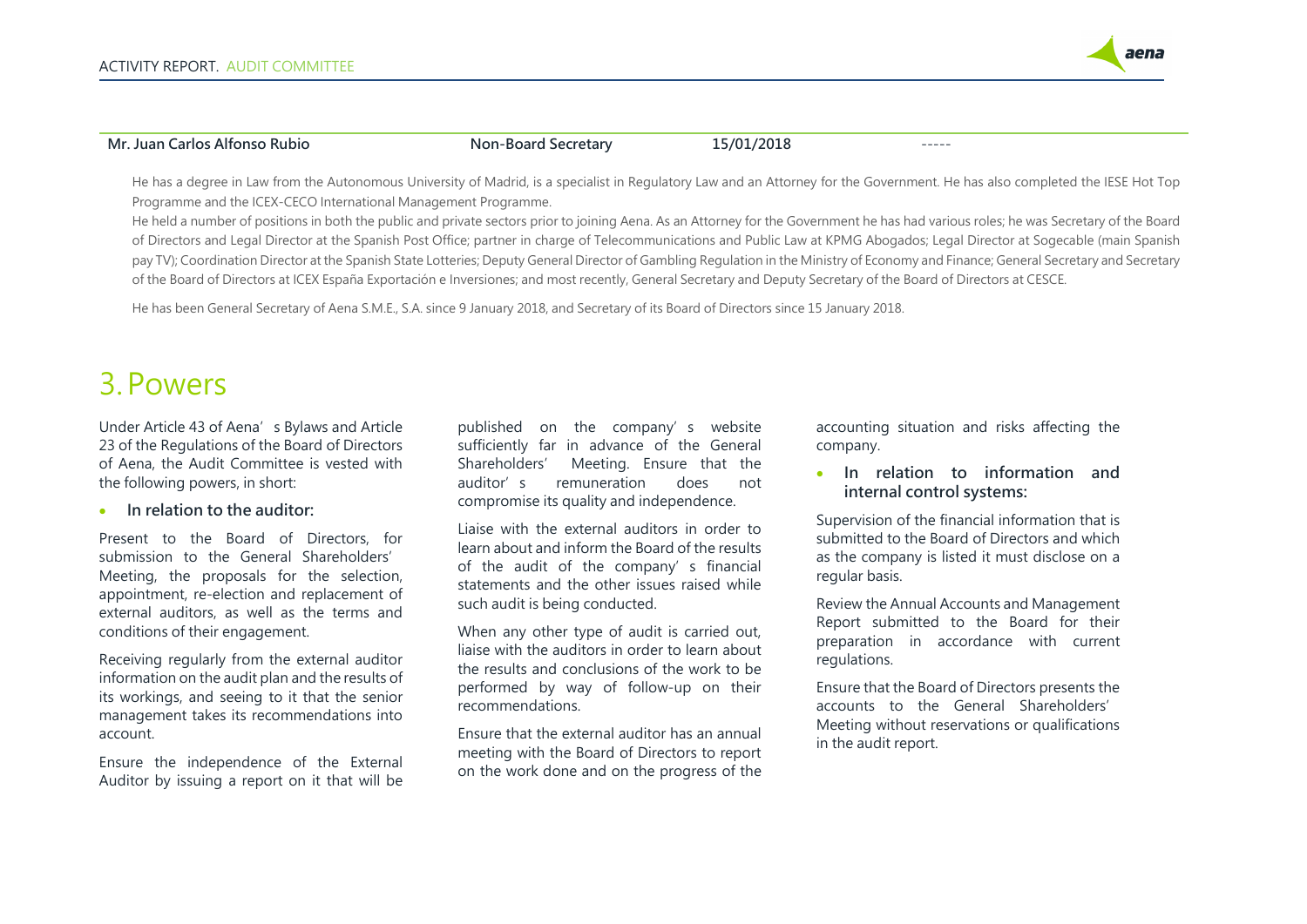| Mr. Juan Carlos Alfonso Rubio | Non-Board Secretary | 15/01/2018 | ----- |
|---|---|---|---|

He has a degree in Law from the Autonomous University of Madrid, is a specialist in Regulatory Law and an Attorney for the Government. He has also completed the IESE Hot Top Programme and the ICEX-CECO International Management Programme.

He held a number of positions in both the public and private sectors prior to joining Aena. As an Attorney for the Government he has had various roles; he was Secretary of the Board of Directors and Legal Director at the Spanish Post Office; partner in charge of Telecommunications and Public Law at KPMG Abogados; Legal Director at Sogecable (main Spanish pay TV); Coordination Director at the Spanish State Lotteries; Deputy General Director of Gambling Regulation in the Ministry of Economy and Finance; General Secretary and Secretary of the Board of Directors at ICEX España Exportación e Inversiones; and most recently, General Secretary and Deputy Secretary of the Board of Directors at CESCE.

He has been General Secretary of Aena S.M.E., S.A. since 9 January 2018, and Secretary of its Board of Directors since 15 January 2018.

# 3. Powers

Under Article 43 of Aena's Bylaws and Article 23 of the Regulations of the Board of Directors of Aena, the Audit Committee is vested with the following powers, in short:

- **In relation to the auditor:**

Present to the Board of Directors, for submission to the General Shareholders' Meeting, the proposals for the selection, appointment, re-election and replacement of external auditors, as well as the terms and conditions of their engagement.

Receiving regularly from the external auditor information on the audit plan and the results of its workings, and seeing to it that the senior management takes its recommendations into account.

Ensure the independence of the External Auditor by issuing a report on it that will be published on the company's website sufficiently far in advance of the General Shareholders' Meeting. Ensure that the auditor's remuneration does not compromise its quality and independence.

Liaise with the external auditors in order to learn about and inform the Board of the results of the audit of the company's financial statements and the other issues raised while such audit is being conducted.

When any other type of audit is carried out, liaise with the auditors in order to learn about the results and conclusions of the work to be performed by way of follow-up on their recommendations.

Ensure that the external auditor has an annual meeting with the Board of Directors to report on the work done and on the progress of the accounting situation and risks affecting the company.

- **In relation to information and internal control systems:**

Supervision of the financial information that is submitted to the Board of Directors and which as the company is listed it must disclose on a regular basis.

Review the Annual Accounts and Management Report submitted to the Board for their preparation in accordance with current regulations.

Ensure that the Board of Directors presents the accounts to the General Shareholders' Meeting without reservations or qualifications in the audit report.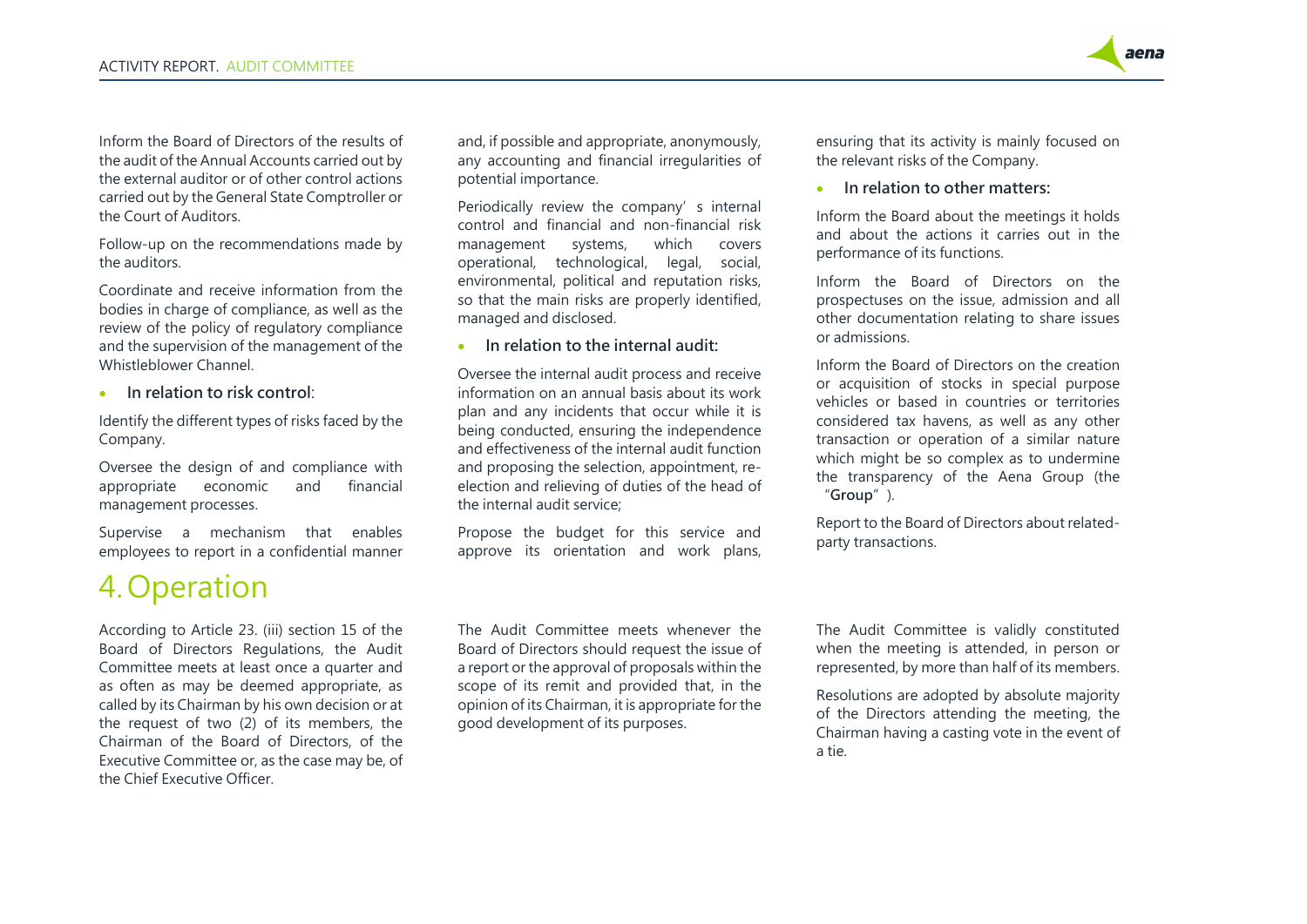Inform the Board of Directors of the results of the audit of the Annual Accounts carried out by the external auditor or of other control actions carried out by the General State Comptroller or the Court of Auditors.

Follow-up on the recommendations made by the auditors.

Coordinate and receive information from the bodies in charge of compliance, as well as the review of the policy of regulatory compliance and the supervision of the management of the Whistleblower Channel.

- **In relation to risk control**:

Identify the different types of risks faced by the Company.

Oversee the design of and compliance with appropriate economic and financial management processes.

Supervise a mechanism that enables employees to report in a confidential manner and, if possible and appropriate, anonymously, any accounting and financial irregularities of potential importance.

Periodically review the company' s internal control and financial and non-financial risk management systems, which covers operational, technological, legal, social, environmental, political and reputation risks, so that the main risks are properly identified, managed and disclosed.

- **In relation to the internal audit:**

Oversee the internal audit process and receive information on an annual basis about its work plan and any incidents that occur while it is being conducted, ensuring the independence and effectiveness of the internal audit function and proposing the selection, appointment, re-election and relieving of duties of the head of the internal audit service;

Propose the budget for this service and approve its orientation and work plans, ensuring that its activity is mainly focused on the relevant risks of the Company.

- **In relation to other matters:**

Inform the Board about the meetings it holds and about the actions it carries out in the performance of its functions.

Inform the Board of Directors on the prospectuses on the issue, admission and all other documentation relating to share issues or admissions.

Inform the Board of Directors on the creation or acquisition of stocks in special purpose vehicles or based in countries or territories considered tax havens, as well as any other transaction or operation of a similar nature which might be so complex as to undermine the transparency of the Aena Group (the "**Group**").

Report to the Board of Directors about related-party transactions.

# 4. Operation

According to Article 23. (iii) section 15 of the Board of Directors Regulations, the Audit Committee meets at least once a quarter and as often as may be deemed appropriate, as called by its Chairman by his own decision or at the request of two (2) of its members, the Chairman of the Board of Directors, of the Executive Committee or, as the case may be, of the Chief Executive Officer.

The Audit Committee meets whenever the Board of Directors should request the issue of a report or the approval of proposals within the scope of its remit and provided that, in the opinion of its Chairman, it is appropriate for the good development of its purposes.

The Audit Committee is validly constituted when the meeting is attended, in person or represented, by more than half of its members.

Resolutions are adopted by absolute majority of the Directors attending the meeting, the Chairman having a casting vote in the event of a tie.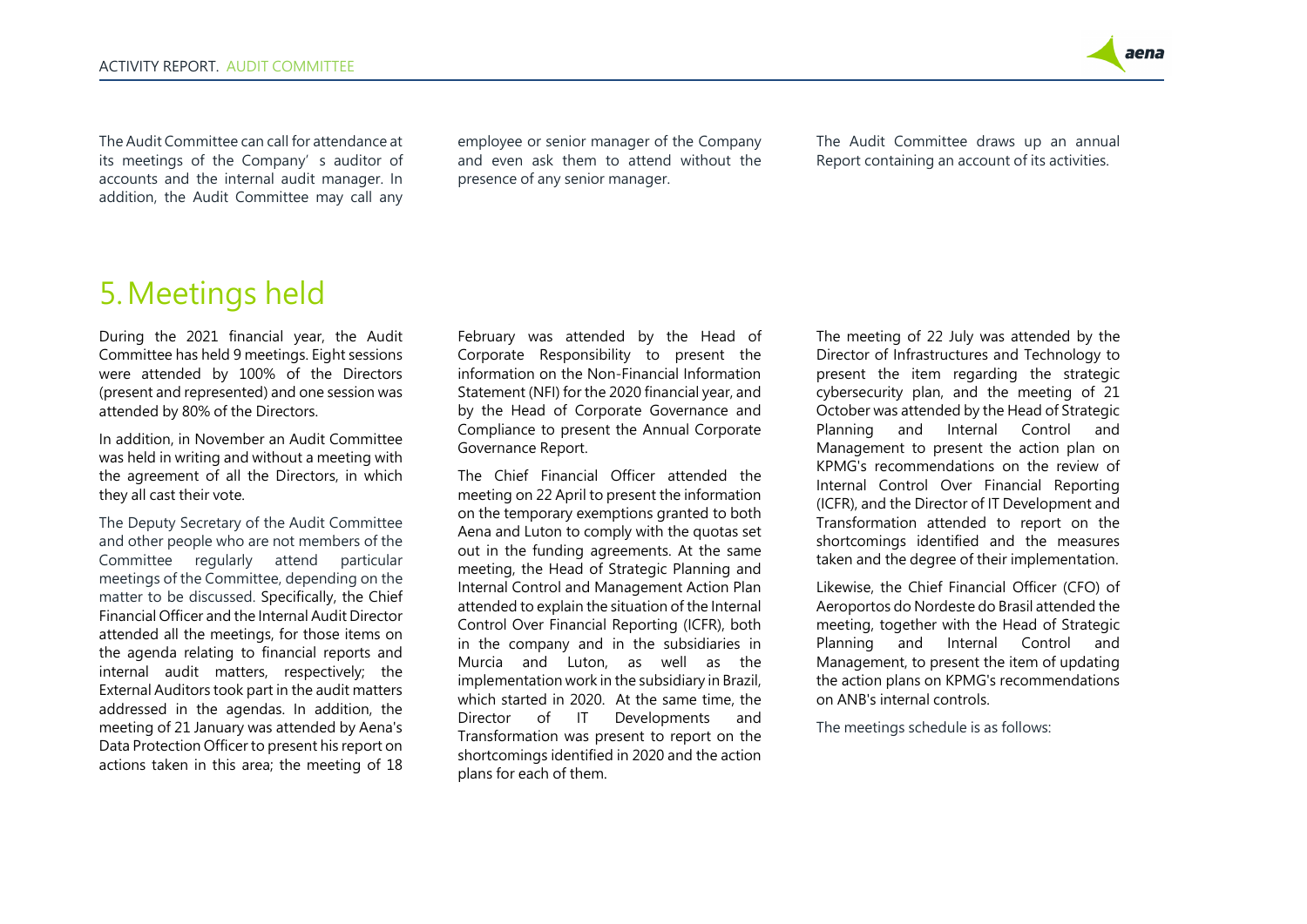The Audit Committee can call for attendance at its meetings of the Company' s auditor of accounts and the internal audit manager. In addition, the Audit Committee may call any employee or senior manager of the Company and even ask them to attend without the presence of any senior manager.

The Audit Committee draws up an annual Report containing an account of its activities.

# 5. Meetings held

During the 2021 financial year, the Audit Committee has held 9 meetings. Eight sessions were attended by 100% of the Directors (present and represented) and one session was attended by 80% of the Directors.

In addition, in November an Audit Committee was held in writing and without a meeting with the agreement of all the Directors, in which they all cast their vote.

The Deputy Secretary of the Audit Committee and other people who are not members of the Committee regularly attend particular meetings of the Committee, depending on the matter to be discussed. Specifically, the Chief Financial Officer and the Internal Audit Director attended all the meetings, for those items on the agenda relating to financial reports and internal audit matters, respectively; the External Auditors took part in the audit matters addressed in the agendas. In addition, the meeting of 21 January was attended by Aena's Data Protection Officer to present his report on actions taken in this area; the meeting of 18 February was attended by the Head of Corporate Responsibility to present the information on the Non-Financial Information Statement (NFI) for the 2020 financial year, and by the Head of Corporate Governance and Compliance to present the Annual Corporate Governance Report.

The Chief Financial Officer attended the meeting on 22 April to present the information on the temporary exemptions granted to both Aena and Luton to comply with the quotas set out in the funding agreements. At the same meeting, the Head of Strategic Planning and Internal Control and Management Action Plan attended to explain the situation of the Internal Control Over Financial Reporting (ICFR), both in the company and in the subsidiaries in Murcia and Luton, as well as the implementation work in the subsidiary in Brazil, which started in 2020. At the same time, the Director of IT Developments and Transformation was present to report on the shortcomings identified in 2020 and the action plans for each of them.

The meeting of 22 July was attended by the Director of Infrastructures and Technology to present the item regarding the strategic cybersecurity plan, and the meeting of 21 October was attended by the Head of Strategic Planning and Internal Control and Management to present the action plan on KPMG's recommendations on the review of Internal Control Over Financial Reporting (ICFR), and the Director of IT Development and Transformation attended to report on the shortcomings identified and the measures taken and the degree of their implementation.

Likewise, the Chief Financial Officer (CFO) of Aeroportos do Nordeste do Brasil attended the meeting, together with the Head of Strategic Planning and Internal Control and Management, to present the item of updating the action plans on KPMG's recommendations on ANB's internal controls.

The meetings schedule is as follows: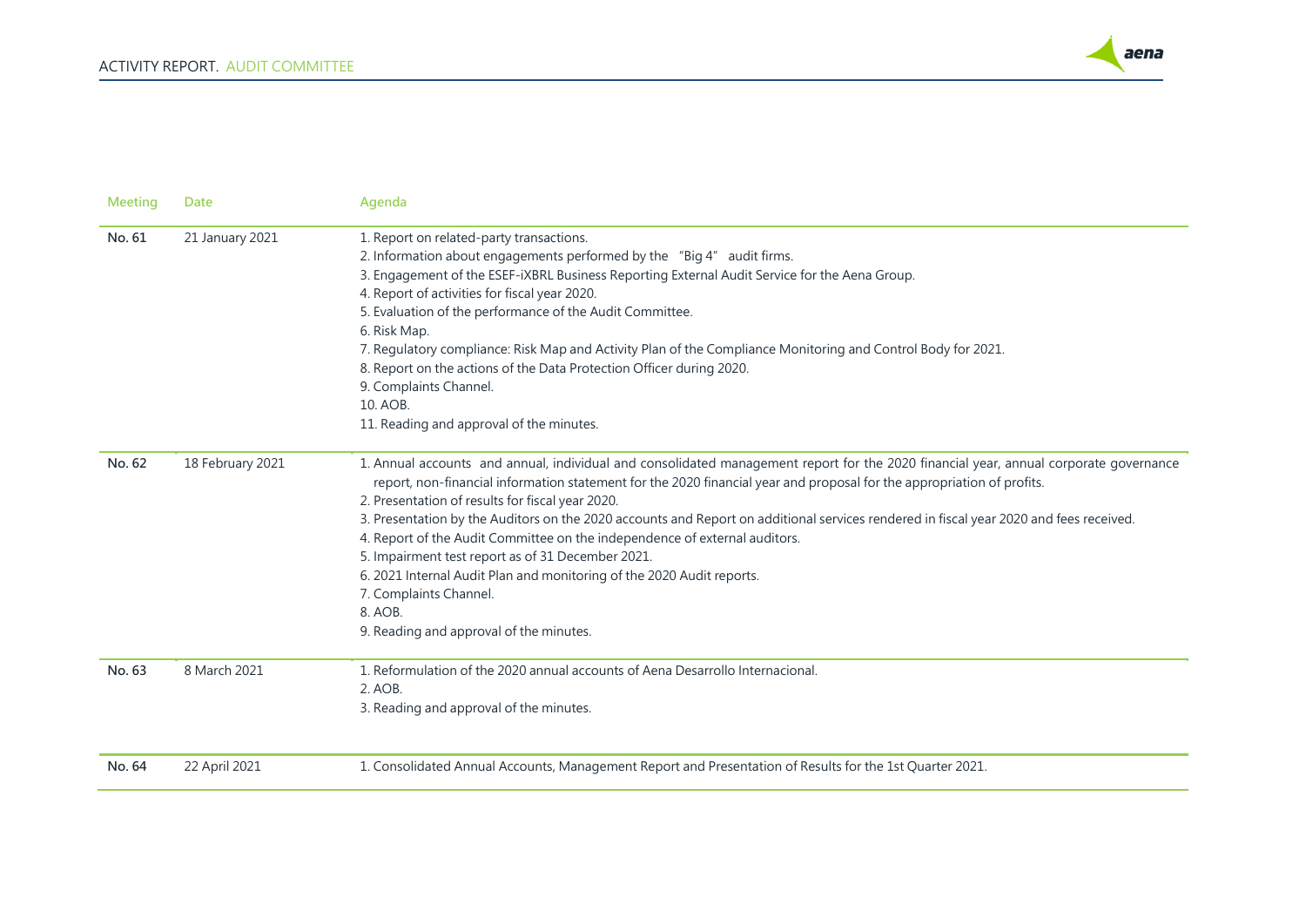| Meeting | Date | Agenda |
|---|---|---|
| No. 61 | 21 January 2021 | 1. Report on related-party transactions.<br>2. Information about engagements performed by the "Big 4" audit firms.<br>3. Engagement of the ESEF-iXBRL Business Reporting External Audit Service for the Aena Group.<br>4. Report of activities for fiscal year 2020.<br>5. Evaluation of the performance of the Audit Committee.<br>6. Risk Map.<br>7. Regulatory compliance: Risk Map and Activity Plan of the Compliance Monitoring and Control Body for 2021.<br>8. Report on the actions of the Data Protection Officer during 2020.<br>9. Complaints Channel.<br>10. AOB.<br>11. Reading and approval of the minutes. |
| No. 62 | 18 February 2021 | 1. Annual accounts and annual, individual and consolidated management report for the 2020 financial year, annual corporate governance report, non-financial information statement for the 2020 financial year and proposal for the appropriation of profits.<br>2. Presentation of results for fiscal year 2020.<br>3. Presentation by the Auditors on the 2020 accounts and Report on additional services rendered in fiscal year 2020 and fees received.<br>4. Report of the Audit Committee on the independence of external auditors.<br>5. Impairment test report as of 31 December 2021.<br>6. 2021 Internal Audit Plan and monitoring of the 2020 Audit reports.<br>7. Complaints Channel.<br>8. AOB.<br>9. Reading and approval of the minutes. |
| No. 63 | 8 March 2021 | 1. Reformulation of the 2020 annual accounts of Aena Desarrollo Internacional.<br>2. AOB.<br>3. Reading and approval of the minutes. |
| No. 64 | 22 April 2021 | 1. Consolidated Annual Accounts, Management Report and Presentation of Results for the 1st Quarter 2021. |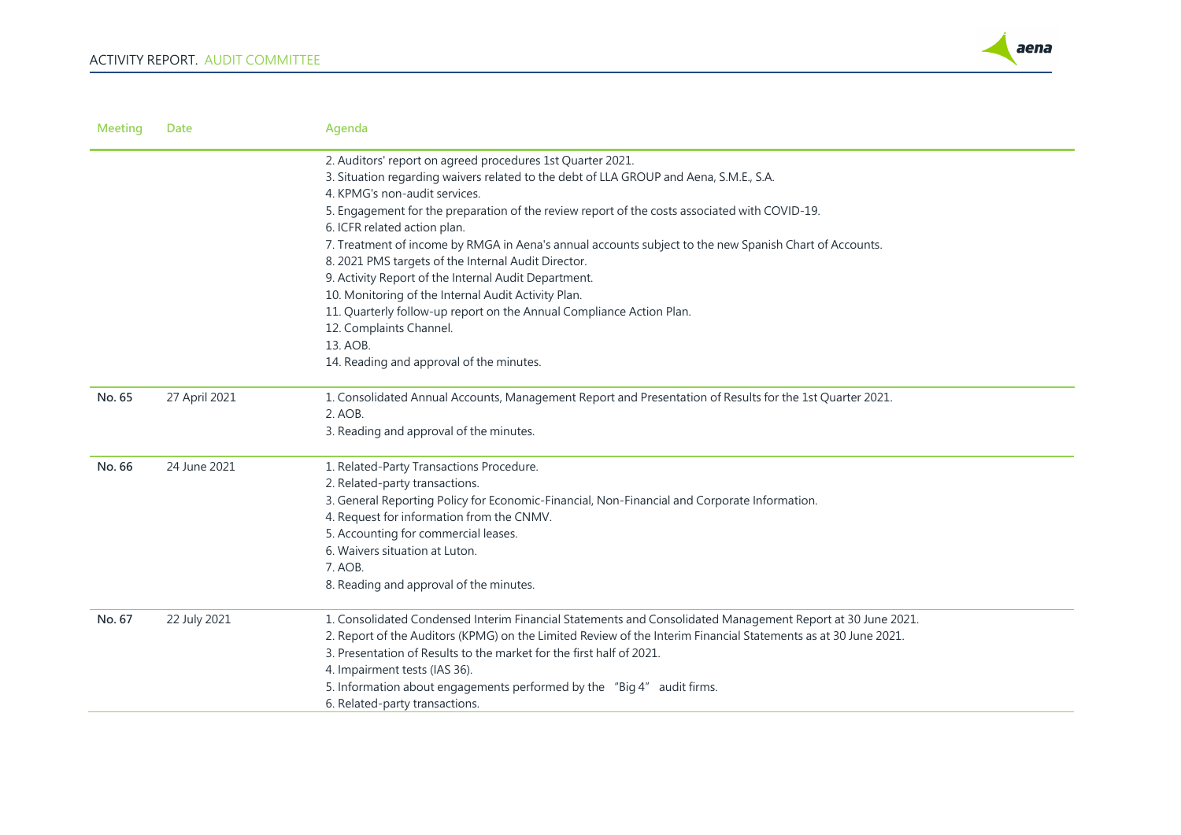| Meeting | Date | Agenda |
|---|---|---|
| | | 2. Auditors' report on agreed procedures 1st Quarter 2021.<br>3. Situation regarding waivers related to the debt of LLA GROUP and Aena, S.M.E., S.A.<br>4. KPMG's non-audit services.<br>5. Engagement for the preparation of the review report of the costs associated with COVID-19.<br>6. ICFR related action plan.<br>7. Treatment of income by RMGA in Aena's annual accounts subject to the new Spanish Chart of Accounts.<br>8. 2021 PMS targets of the Internal Audit Director.<br>9. Activity Report of the Internal Audit Department.<br>10. Monitoring of the Internal Audit Activity Plan.<br>11. Quarterly follow-up report on the Annual Compliance Action Plan.<br>12. Complaints Channel.<br>13. AOB.<br>14. Reading and approval of the minutes. |
| **No. 65** | 27 April 2021 | 1. Consolidated Annual Accounts, Management Report and Presentation of Results for the 1st Quarter 2021.<br>2. AOB.<br>3. Reading and approval of the minutes. |
| **No. 66** | 24 June 2021 | 1. Related-Party Transactions Procedure.<br>2. Related-party transactions.<br>3. General Reporting Policy for Economic-Financial, Non-Financial and Corporate Information.<br>4. Request for information from the CNMV.<br>5. Accounting for commercial leases.<br>6. Waivers situation at Luton.<br>7. AOB.<br>8. Reading and approval of the minutes. |
| **No. 67** | 22 July 2021 | 1. Consolidated Condensed Interim Financial Statements and Consolidated Management Report at 30 June 2021.<br>2. Report of the Auditors (KPMG) on the Limited Review of the Interim Financial Statements as at 30 June 2021.<br>3. Presentation of Results to the market for the first half of 2021.<br>4. Impairment tests (IAS 36).<br>5. Information about engagements performed by the "Big 4" audit firms.<br>6. Related-party transactions. |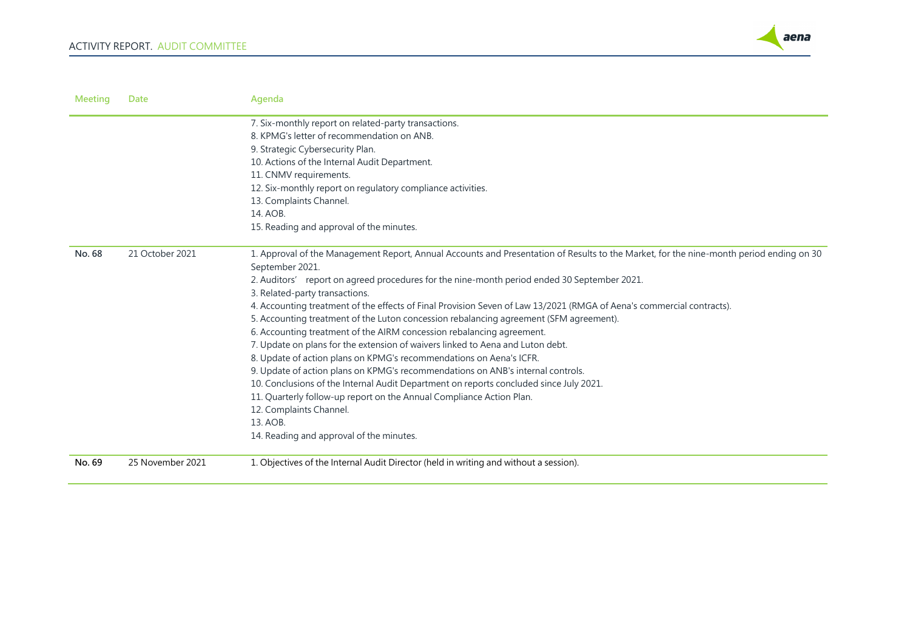| Meeting | Date | Agenda |
|---|---|---|
| | | 7. Six-monthly report on related-party transactions.<br>8. KPMG's letter of recommendation on ANB.<br>9. Strategic Cybersecurity Plan.<br>10. Actions of the Internal Audit Department.<br>11. CNMV requirements.<br>12. Six-monthly report on regulatory compliance activities.<br>13. Complaints Channel.<br>14. AOB.<br>15. Reading and approval of the minutes. |
| **No. 68** | 21 October 2021 | 1. Approval of the Management Report, Annual Accounts and Presentation of Results to the Market, for the nine-month period ending on 30 September 2021.<br>2. Auditors' report on agreed procedures for the nine-month period ended 30 September 2021.<br>3. Related-party transactions.<br>4. Accounting treatment of the effects of Final Provision Seven of Law 13/2021 (RMGA of Aena's commercial contracts).<br>5. Accounting treatment of the Luton concession rebalancing agreement (SFM agreement).<br>6. Accounting treatment of the AIRM concession rebalancing agreement.<br>7. Update on plans for the extension of waivers linked to Aena and Luton debt.<br>8. Update of action plans on KPMG's recommendations on Aena's ICFR.<br>9. Update of action plans on KPMG's recommendations on ANB's internal controls.<br>10. Conclusions of the Internal Audit Department on reports concluded since July 2021.<br>11. Quarterly follow-up report on the Annual Compliance Action Plan.<br>12. Complaints Channel.<br>13. AOB.<br>14. Reading and approval of the minutes. |
| **No. 69** | 25 November 2021 | 1. Objectives of the Internal Audit Director (held in writing and without a session). |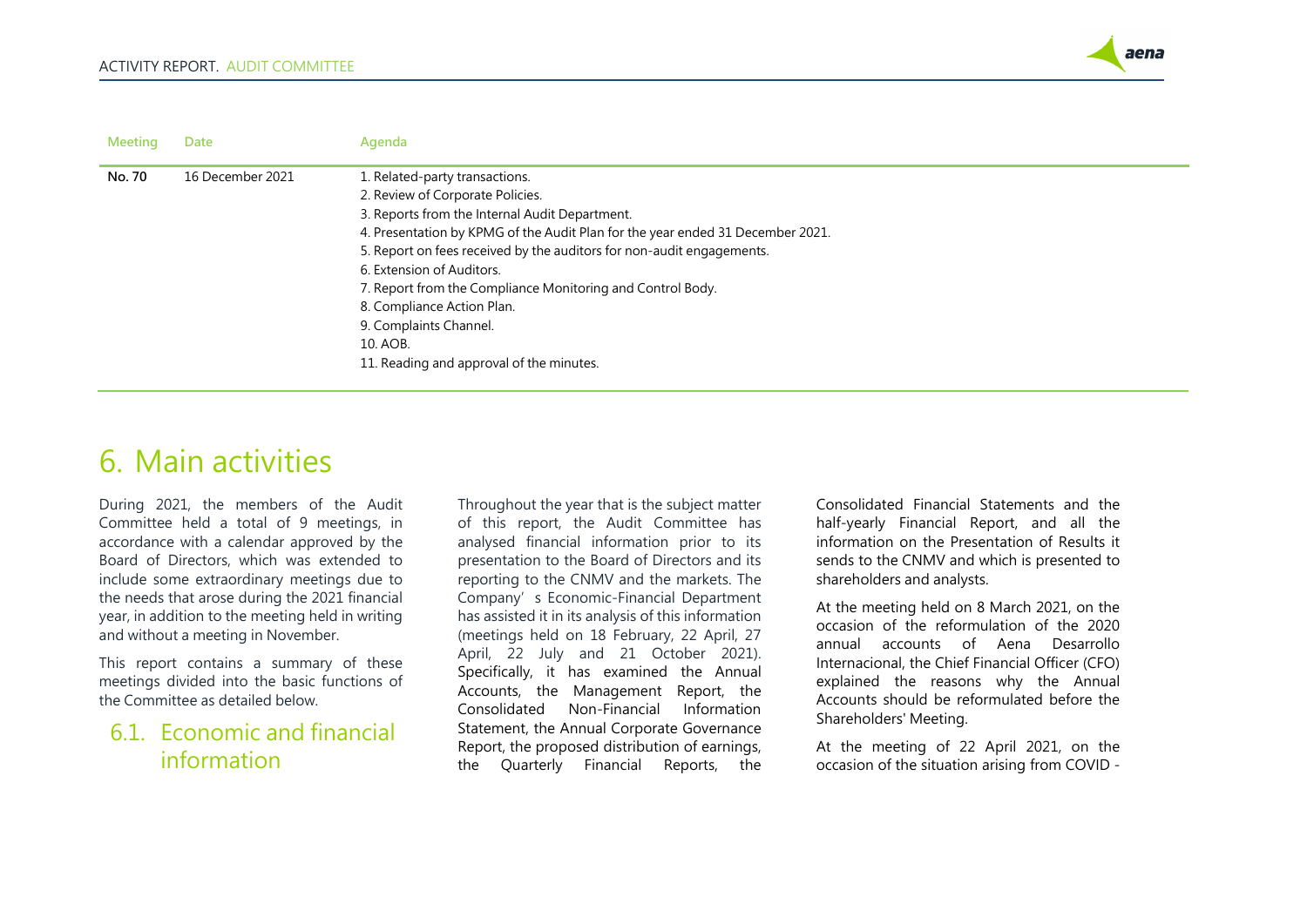| Meeting | Date | Agenda |
|---|---|---|
| No. 70 | 16 December 2021 | 1. Related-party transactions.<br>2. Review of Corporate Policies.<br>3. Reports from the Internal Audit Department.<br>4. Presentation by KPMG of the Audit Plan for the year ended 31 December 2021.<br>5. Report on fees received by the auditors for non-audit engagements.<br>6. Extension of Auditors.<br>7. Report from the Compliance Monitoring and Control Body.<br>8. Compliance Action Plan.<br>9. Complaints Channel.<br>10. AOB.<br>11. Reading and approval of the minutes. |

# 6. Main activities

During 2021, the members of the Audit Committee held a total of 9 meetings, in accordance with a calendar approved by the Board of Directors, which was extended to include some extraordinary meetings due to the needs that arose during the 2021 financial year, in addition to the meeting held in writing and without a meeting in November.

This report contains a summary of these meetings divided into the basic functions of the Committee as detailed below.

## 6.1. Economic and financial information

Throughout the year that is the subject matter of this report, the Audit Committee has analysed financial information prior to its presentation to the Board of Directors and its reporting to the CNMV and the markets. The Company's Economic-Financial Department has assisted it in its analysis of this information (meetings held on 18 February, 22 April, 27 April, 22 July and 21 October 2021). Specifically, it has examined the Annual Accounts, the Management Report, the Consolidated Non-Financial Information Statement, the Annual Corporate Governance Report, the proposed distribution of earnings, the Quarterly Financial Reports, the Consolidated Financial Statements and the half-yearly Financial Report, and all the information on the Presentation of Results it sends to the CNMV and which is presented to shareholders and analysts.

At the meeting held on 8 March 2021, on the occasion of the reformulation of the 2020 annual accounts of Aena Desarrollo Internacional, the Chief Financial Officer (CFO) explained the reasons why the Annual Accounts should be reformulated before the Shareholders' Meeting.

At the meeting of 22 April 2021, on the occasion of the situation arising from COVID -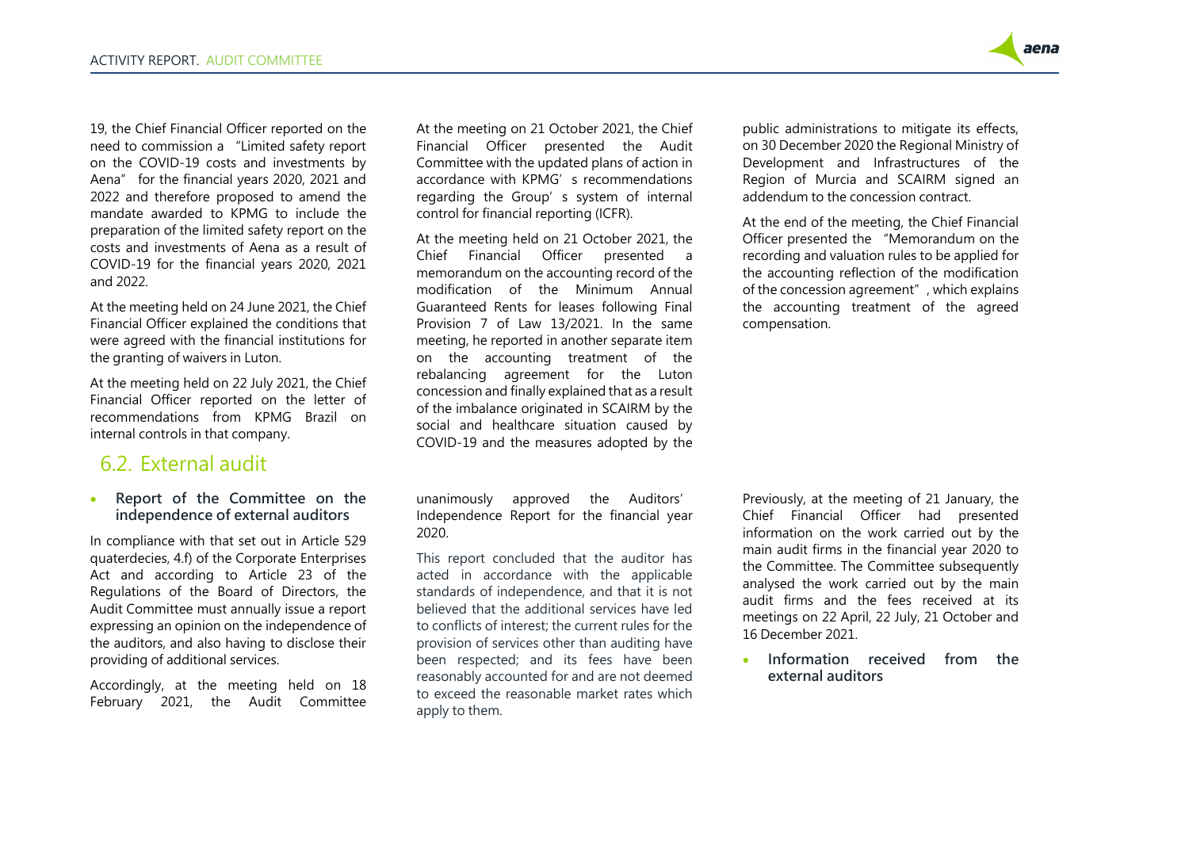19, the Chief Financial Officer reported on the need to commission a "Limited safety report on the COVID-19 costs and investments by Aena" for the financial years 2020, 2021 and 2022 and therefore proposed to amend the mandate awarded to KPMG to include the preparation of the limited safety report on the costs and investments of Aena as a result of COVID-19 for the financial years 2020, 2021 and 2022.

At the meeting held on 24 June 2021, the Chief Financial Officer explained the conditions that were agreed with the financial institutions for the granting of waivers in Luton.

At the meeting held on 22 July 2021, the Chief Financial Officer reported on the letter of recommendations from KPMG Brazil on internal controls in that company.

At the meeting on 21 October 2021, the Chief Financial Officer presented the Audit Committee with the updated plans of action in accordance with KPMG's recommendations regarding the Group's system of internal control for financial reporting (ICFR).

At the meeting held on 21 October 2021, the Chief Financial Officer presented a memorandum on the accounting record of the modification of the Minimum Annual Guaranteed Rents for leases following Final Provision 7 of Law 13/2021. In the same meeting, he reported in another separate item on the accounting treatment of the rebalancing agreement for the Luton concession and finally explained that as a result of the imbalance originated in SCAIRM by the social and healthcare situation caused by COVID-19 and the measures adopted by the public administrations to mitigate its effects, on 30 December 2020 the Regional Ministry of Development and Infrastructures of the Region of Murcia and SCAIRM signed an addendum to the concession contract.

At the end of the meeting, the Chief Financial Officer presented the "Memorandum on the recording and valuation rules to be applied for the accounting reflection of the modification of the concession agreement", which explains the accounting treatment of the agreed compensation.

## 6.2. External audit

- **Report of the Committee on the independence of external auditors**

In compliance with that set out in Article 529 quaterdecies, 4.f) of the Corporate Enterprises Act and according to Article 23 of the Regulations of the Board of Directors, the Audit Committee must annually issue a report expressing an opinion on the independence of the auditors, and also having to disclose their providing of additional services.

Accordingly, at the meeting held on 18 February 2021, the Audit Committee unanimously approved the Auditors' Independence Report for the financial year 2020.

This report concluded that the auditor has acted in accordance with the applicable standards of independence, and that it is not believed that the additional services have led to conflicts of interest; the current rules for the provision of services other than auditing have been respected; and its fees have been reasonably accounted for and are not deemed to exceed the reasonable market rates which apply to them.

Previously, at the meeting of 21 January, the Chief Financial Officer had presented information on the work carried out by the main audit firms in the financial year 2020 to the Committee. The Committee subsequently analysed the work carried out by the main audit firms and the fees received at its meetings on 22 April, 22 July, 21 October and 16 December 2021.

- **Information received from the external auditors**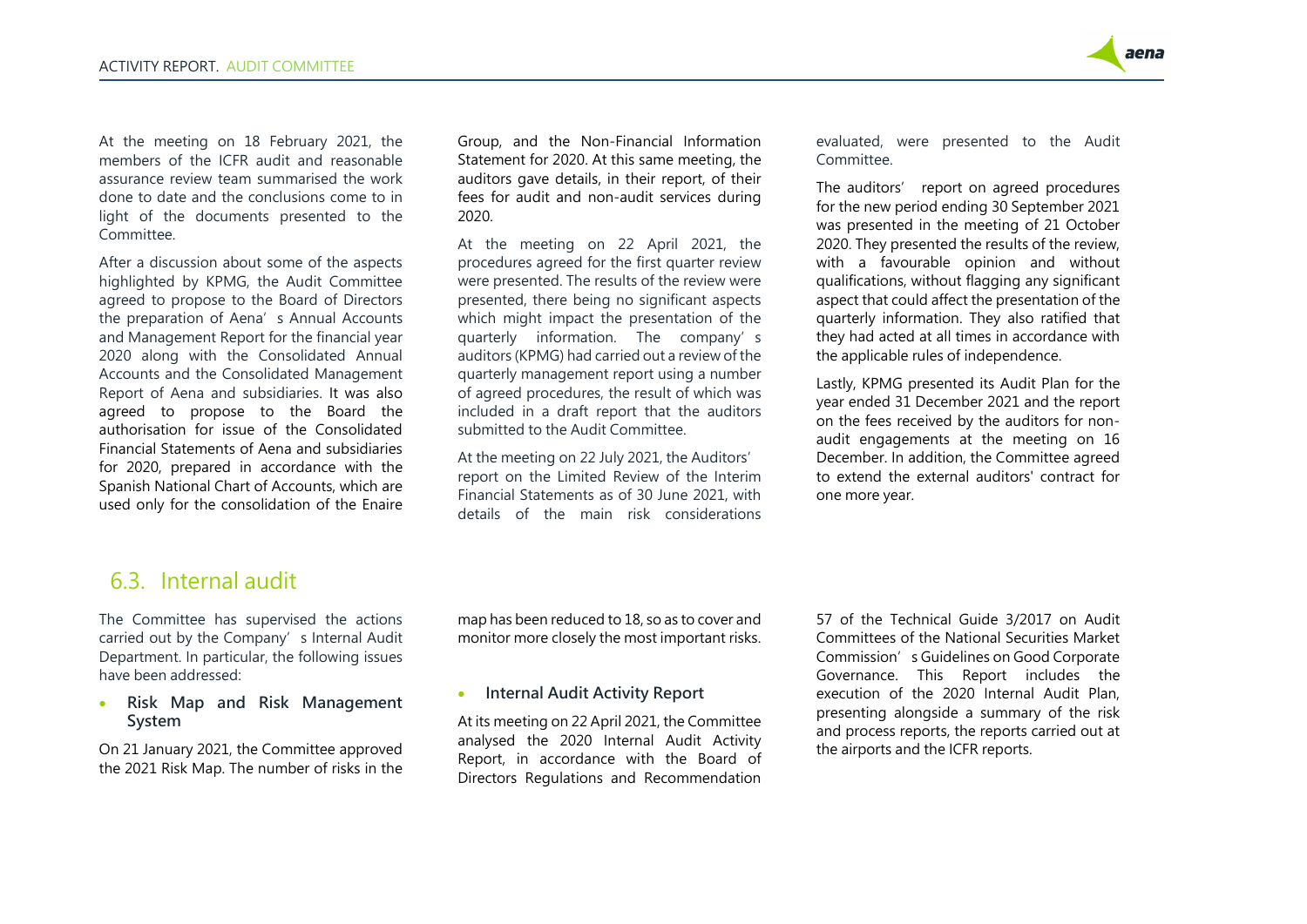At the meeting on 18 February 2021, the members of the ICFR audit and reasonable assurance review team summarised the work done to date and the conclusions come to in light of the documents presented to the Committee.

After a discussion about some of the aspects highlighted by KPMG, the Audit Committee agreed to propose to the Board of Directors the preparation of Aena's Annual Accounts and Management Report for the financial year 2020 along with the Consolidated Annual Accounts and the Consolidated Management Report of Aena and subsidiaries. It was also agreed to propose to the Board the authorisation for issue of the Consolidated Financial Statements of Aena and subsidiaries for 2020, prepared in accordance with the Spanish National Chart of Accounts, which are used only for the consolidation of the Enaire Group, and the Non-Financial Information Statement for 2020. At this same meeting, the auditors gave details, in their report, of their fees for audit and non-audit services during 2020.

At the meeting on 22 April 2021, the procedures agreed for the first quarter review were presented. The results of the review were presented, there being no significant aspects which might impact the presentation of the quarterly information. The company's auditors (KPMG) had carried out a review of the quarterly management report using a number of agreed procedures, the result of which was included in a draft report that the auditors submitted to the Audit Committee.

At the meeting on 22 July 2021, the Auditors' report on the Limited Review of the Interim Financial Statements as of 30 June 2021, with details of the main risk considerations evaluated, were presented to the Audit Committee.

The auditors' report on agreed procedures for the new period ending 30 September 2021 was presented in the meeting of 21 October 2020. They presented the results of the review, with a favourable opinion and without qualifications, without flagging any significant aspect that could affect the presentation of the quarterly information. They also ratified that they had acted at all times in accordance with the applicable rules of independence.

Lastly, KPMG presented its Audit Plan for the year ended 31 December 2021 and the report on the fees received by the auditors for non-audit engagements at the meeting on 16 December. In addition, the Committee agreed to extend the external auditors' contract for one more year.

## 6.3. Internal audit

The Committee has supervised the actions carried out by the Company's Internal Audit Department. In particular, the following issues have been addressed:

- **Risk Map and Risk Management System**

On 21 January 2021, the Committee approved the 2021 Risk Map. The number of risks in the map has been reduced to 18, so as to cover and monitor more closely the most important risks.

- **Internal Audit Activity Report**

At its meeting on 22 April 2021, the Committee analysed the 2020 Internal Audit Activity Report, in accordance with the Board of Directors Regulations and Recommendation 57 of the Technical Guide 3/2017 on Audit Committees of the National Securities Market Commission's Guidelines on Good Corporate Governance. This Report includes the execution of the 2020 Internal Audit Plan, presenting alongside a summary of the risk and process reports, the reports carried out at the airports and the ICFR reports.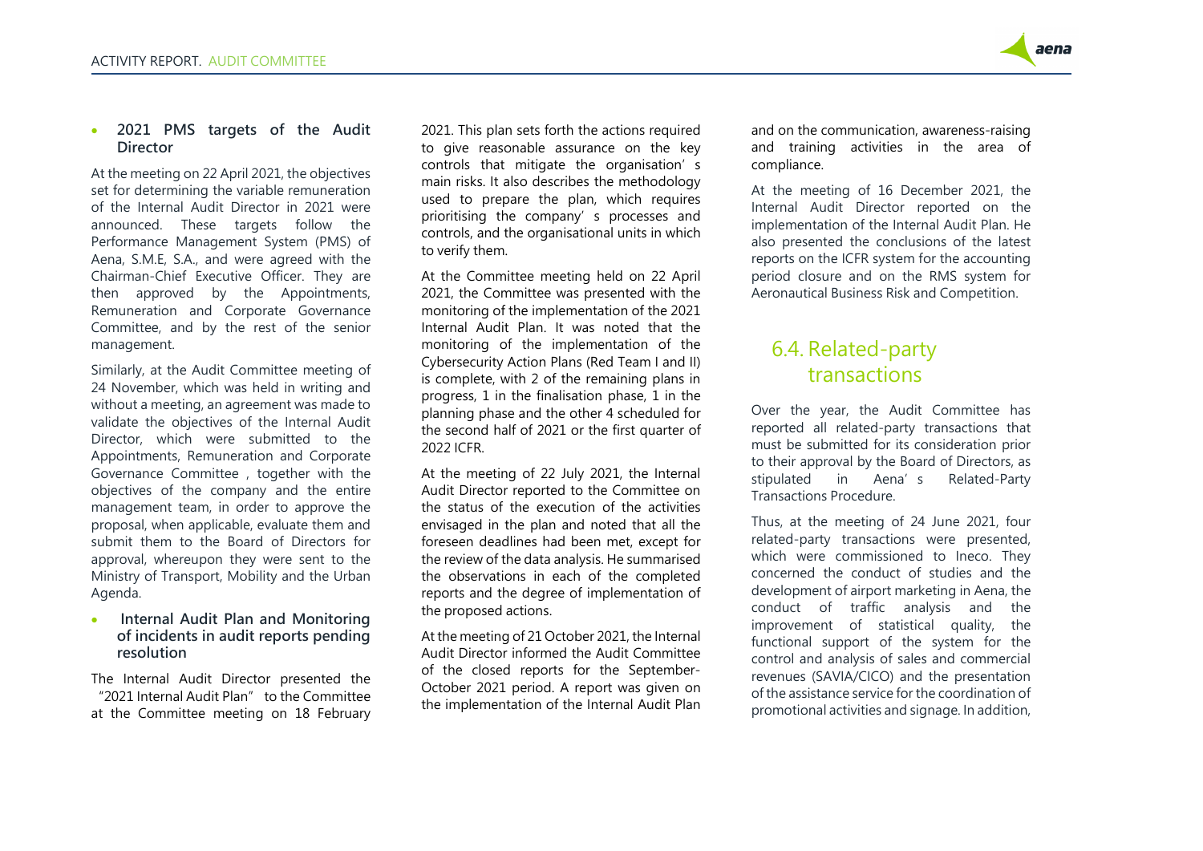- **2021 PMS targets of the Audit Director**

At the meeting on 22 April 2021, the objectives set for determining the variable remuneration of the Internal Audit Director in 2021 were announced. These targets follow the Performance Management System (PMS) of Aena, S.M.E, S.A., and were agreed with the Chairman-Chief Executive Officer. They are then approved by the Appointments, Remuneration and Corporate Governance Committee, and by the rest of the senior management.

Similarly, at the Audit Committee meeting of 24 November, which was held in writing and without a meeting, an agreement was made to validate the objectives of the Internal Audit Director, which were submitted to the Appointments, Remuneration and Corporate Governance Committee , together with the objectives of the company and the entire management team, in order to approve the proposal, when applicable, evaluate them and submit them to the Board of Directors for approval, whereupon they were sent to the Ministry of Transport, Mobility and the Urban Agenda.

- **Internal Audit Plan and Monitoring of incidents in audit reports pending resolution**

The Internal Audit Director presented the "2021 Internal Audit Plan" to the Committee at the Committee meeting on 18 February 2021. This plan sets forth the actions required to give reasonable assurance on the key controls that mitigate the organisation's main risks. It also describes the methodology used to prepare the plan, which requires prioritising the company's processes and controls, and the organisational units in which to verify them.

At the Committee meeting held on 22 April 2021, the Committee was presented with the monitoring of the implementation of the 2021 Internal Audit Plan. It was noted that the monitoring of the implementation of the Cybersecurity Action Plans (Red Team I and II) is complete, with 2 of the remaining plans in progress, 1 in the finalisation phase, 1 in the planning phase and the other 4 scheduled for the second half of 2021 or the first quarter of 2022 ICFR.

At the meeting of 22 July 2021, the Internal Audit Director reported to the Committee on the status of the execution of the activities envisaged in the plan and noted that all the foreseen deadlines had been met, except for the review of the data analysis. He summarised the observations in each of the completed reports and the degree of implementation of the proposed actions.

At the meeting of 21 October 2021, the Internal Audit Director informed the Audit Committee of the closed reports for the September-October 2021 period. A report was given on the implementation of the Internal Audit Plan and on the communication, awareness-raising and training activities in the area of compliance.

At the meeting of 16 December 2021, the Internal Audit Director reported on the implementation of the Internal Audit Plan. He also presented the conclusions of the latest reports on the ICFR system for the accounting period closure and on the RMS system for Aeronautical Business Risk and Competition.

## 6.4. Related-party transactions

Over the year, the Audit Committee has reported all related-party transactions that must be submitted for its consideration prior to their approval by the Board of Directors, as stipulated in Aena's Related-Party Transactions Procedure.

Thus, at the meeting of 24 June 2021, four related-party transactions were presented, which were commissioned to Ineco. They concerned the conduct of studies and the development of airport marketing in Aena, the conduct of traffic analysis and the improvement of statistical quality, the functional support of the system for the control and analysis of sales and commercial revenues (SAVIA/CICO) and the presentation of the assistance service for the coordination of promotional activities and signage. In addition,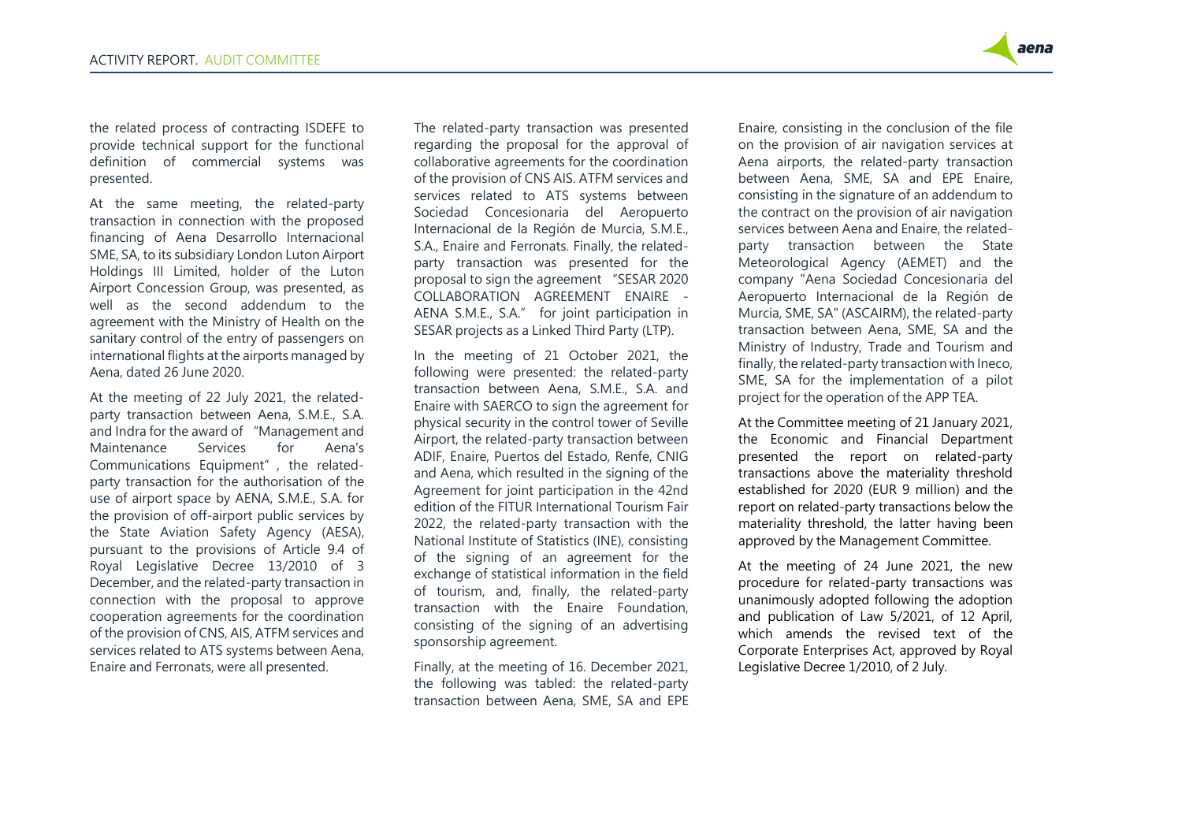the related process of contracting ISDEFE to provide technical support for the functional definition of commercial systems was presented.

At the same meeting, the related-party transaction in connection with the proposed financing of Aena Desarrollo Internacional SME, SA, to its subsidiary London Luton Airport Holdings III Limited, holder of the Luton Airport Concession Group, was presented, as well as the second addendum to the agreement with the Ministry of Health on the sanitary control of the entry of passengers on international flights at the airports managed by Aena, dated 26 June 2020.

At the meeting of 22 July 2021, the related-party transaction between Aena, S.M.E., S.A. and Indra for the award of "Management and Maintenance Services for Aena's Communications Equipment", the related-party transaction for the authorisation of the use of airport space by AENA, S.M.E., S.A. for the provision of off-airport public services by the State Aviation Safety Agency (AESA), pursuant to the provisions of Article 9.4 of Royal Legislative Decree 13/2010 of 3 December, and the related-party transaction in connection with the proposal to approve cooperation agreements for the coordination of the provision of CNS, AIS, ATFM services and services related to ATS systems between Aena, Enaire and Ferronats, were all presented.

The related-party transaction was presented regarding the proposal for the approval of collaborative agreements for the coordination of the provision of CNS AIS. ATFM services and services related to ATS systems between Sociedad Concesionaria del Aeropuerto Internacional de la Región de Murcia, S.M.E., S.A., Enaire and Ferronats. Finally, the related-party transaction was presented for the proposal to sign the agreement "SESAR 2020 COLLABORATION AGREEMENT ENAIRE - AENA S.M.E., S.A." for joint participation in SESAR projects as a Linked Third Party (LTP).

In the meeting of 21 October 2021, the following were presented: the related-party transaction between Aena, S.M.E., S.A. and Enaire with SAERCO to sign the agreement for physical security in the control tower of Seville Airport, the related-party transaction between ADIF, Enaire, Puertos del Estado, Renfe, CNIG and Aena, which resulted in the signing of the Agreement for joint participation in the 42nd edition of the FITUR International Tourism Fair 2022, the related-party transaction with the National Institute of Statistics (INE), consisting of the signing of an agreement for the exchange of statistical information in the field of tourism, and, finally, the related-party transaction with the Enaire Foundation, consisting of the signing of an advertising sponsorship agreement.

Finally, at the meeting of 16. December 2021, the following was tabled: the related-party transaction between Aena, SME, SA and EPE Enaire, consisting in the conclusion of the file on the provision of air navigation services at Aena airports, the related-party transaction between Aena, SME, SA and EPE Enaire, consisting in the signature of an addendum to the contract on the provision of air navigation services between Aena and Enaire, the related-party transaction between the State Meteorological Agency (AEMET) and the company "Aena Sociedad Concesionaria del Aeropuerto Internacional de la Región de Murcia, SME, SA" (ASCAIRM), the related-party transaction between Aena, SME, SA and the Ministry of Industry, Trade and Tourism and finally, the related-party transaction with Ineco, SME, SA for the implementation of a pilot project for the operation of the APP TEA.

At the Committee meeting of 21 January 2021, the Economic and Financial Department presented the report on related-party transactions above the materiality threshold established for 2020 (EUR 9 million) and the report on related-party transactions below the materiality threshold, the latter having been approved by the Management Committee.

At the meeting of 24 June 2021, the new procedure for related-party transactions was unanimously adopted following the adoption and publication of Law 5/2021, of 12 April, which amends the revised text of the Corporate Enterprises Act, approved by Royal Legislative Decree 1/2010, of 2 July.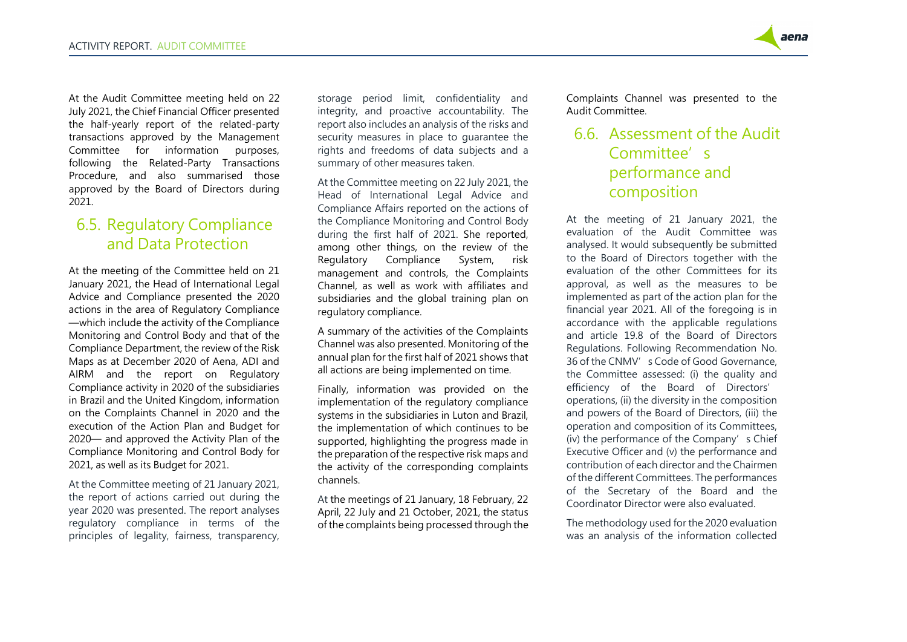At the Audit Committee meeting held on 22 July 2021, the Chief Financial Officer presented the half-yearly report of the related-party transactions approved by the Management Committee for information purposes, following the Related-Party Transactions Procedure, and also summarised those approved by the Board of Directors during 2021.

## 6.5. Regulatory Compliance and Data Protection

At the meeting of the Committee held on 21 January 2021, the Head of International Legal Advice and Compliance presented the 2020 actions in the area of Regulatory Compliance —which include the activity of the Compliance Monitoring and Control Body and that of the Compliance Department, the review of the Risk Maps as at December 2020 of Aena, ADI and AIRM and the report on Regulatory Compliance activity in 2020 of the subsidiaries in Brazil and the United Kingdom, information on the Complaints Channel in 2020 and the execution of the Action Plan and Budget for 2020— and approved the Activity Plan of the Compliance Monitoring and Control Body for 2021, as well as its Budget for 2021.

At the Committee meeting of 21 January 2021, the report of actions carried out during the year 2020 was presented. The report analyses regulatory compliance in terms of the principles of legality, fairness, transparency, storage period limit, confidentiality and integrity, and proactive accountability. The report also includes an analysis of the risks and security measures in place to guarantee the rights and freedoms of data subjects and a summary of other measures taken.

At the Committee meeting on 22 July 2021, the Head of International Legal Advice and Compliance Affairs reported on the actions of the Compliance Monitoring and Control Body during the first half of 2021. She reported, among other things, on the review of the Regulatory Compliance System, risk management and controls, the Complaints Channel, as well as work with affiliates and subsidiaries and the global training plan on regulatory compliance.

A summary of the activities of the Complaints Channel was also presented. Monitoring of the annual plan for the first half of 2021 shows that all actions are being implemented on time.

Finally, information was provided on the implementation of the regulatory compliance systems in the subsidiaries in Luton and Brazil, the implementation of which continues to be supported, highlighting the progress made in the preparation of the respective risk maps and the activity of the corresponding complaints channels.

At the meetings of 21 January, 18 February, 22 April, 22 July and 21 October, 2021, the status of the complaints being processed through the Complaints Channel was presented to the Audit Committee.

## 6.6. Assessment of the Audit Committee's performance and composition

At the meeting of 21 January 2021, the evaluation of the Audit Committee was analysed. It would subsequently be submitted to the Board of Directors together with the evaluation of the other Committees for its approval, as well as the measures to be implemented as part of the action plan for the financial year 2021. All of the foregoing is in accordance with the applicable regulations and article 19.8 of the Board of Directors Regulations. Following Recommendation No. 36 of the CNMV's Code of Good Governance, the Committee assessed: (i) the quality and efficiency of the Board of Directors' operations, (ii) the diversity in the composition and powers of the Board of Directors, (iii) the operation and composition of its Committees, (iv) the performance of the Company's Chief Executive Officer and (v) the performance and contribution of each director and the Chairmen of the different Committees. The performances of the Secretary of the Board and the Coordinator Director were also evaluated.

The methodology used for the 2020 evaluation was an analysis of the information collected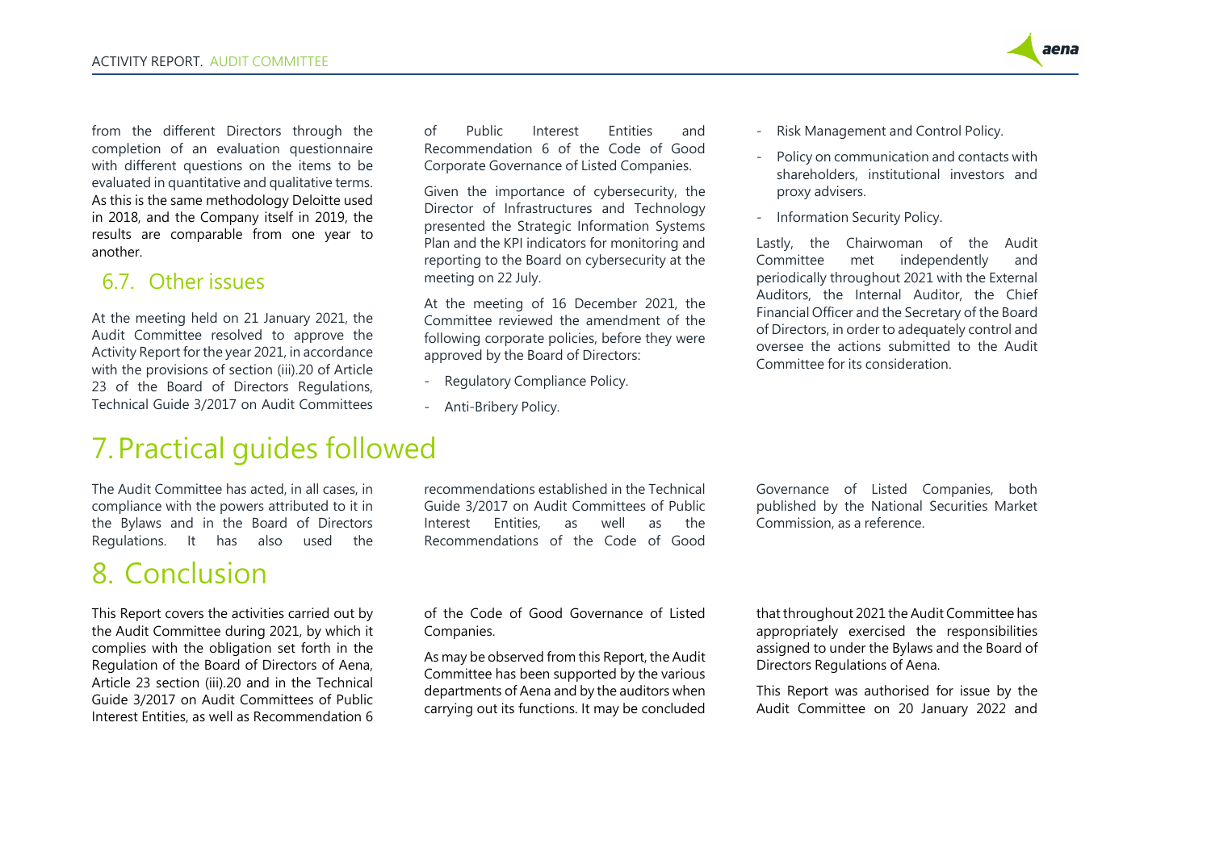from the different Directors through the completion of an evaluation questionnaire with different questions on the items to be evaluated in quantitative and qualitative terms. As this is the same methodology Deloitte used in 2018, and the Company itself in 2019, the results are comparable from one year to another.

## 6.7. Other issues

At the meeting held on 21 January 2021, the Audit Committee resolved to approve the Activity Report for the year 2021, in accordance with the provisions of section (iii).20 of Article 23 of the Board of Directors Regulations, Technical Guide 3/2017 on Audit Committees of Public Interest Entities and Recommendation 6 of the Code of Good Corporate Governance of Listed Companies.

Given the importance of cybersecurity, the Director of Infrastructures and Technology presented the Strategic Information Systems Plan and the KPI indicators for monitoring and reporting to the Board on cybersecurity at the meeting on 22 July.

At the meeting of 16 December 2021, the Committee reviewed the amendment of the following corporate policies, before they were approved by the Board of Directors:

- Regulatory Compliance Policy.
- Anti-Bribery Policy.
- Risk Management and Control Policy.
- Policy on communication and contacts with shareholders, institutional investors and proxy advisers.
- Information Security Policy.

Lastly, the Chairwoman of the Audit Committee met independently and periodically throughout 2021 with the External Auditors, the Internal Auditor, the Chief Financial Officer and the Secretary of the Board of Directors, in order to adequately control and oversee the actions submitted to the Audit Committee for its consideration.

# 7. Practical guides followed

The Audit Committee has acted, in all cases, in compliance with the powers attributed to it in the Bylaws and in the Board of Directors Regulations. It has also used the recommendations established in the Technical Guide 3/2017 on Audit Committees of Public Interest Entities, as well as the Recommendations of the Code of Good Governance of Listed Companies, both published by the National Securities Market Commission, as a reference.

# 8. Conclusion

This Report covers the activities carried out by the Audit Committee during 2021, by which it complies with the obligation set forth in the Regulation of the Board of Directors of Aena, Article 23 section (iii).20 and in the Technical Guide 3/2017 on Audit Committees of Public Interest Entities, as well as Recommendation 6 of the Code of Good Governance of Listed Companies.

As may be observed from this Report, the Audit Committee has been supported by the various departments of Aena and by the auditors when carrying out its functions. It may be concluded that throughout 2021 the Audit Committee has appropriately exercised the responsibilities assigned to under the Bylaws and the Board of Directors Regulations of Aena.

This Report was authorised for issue by the Audit Committee on 20 January 2022 and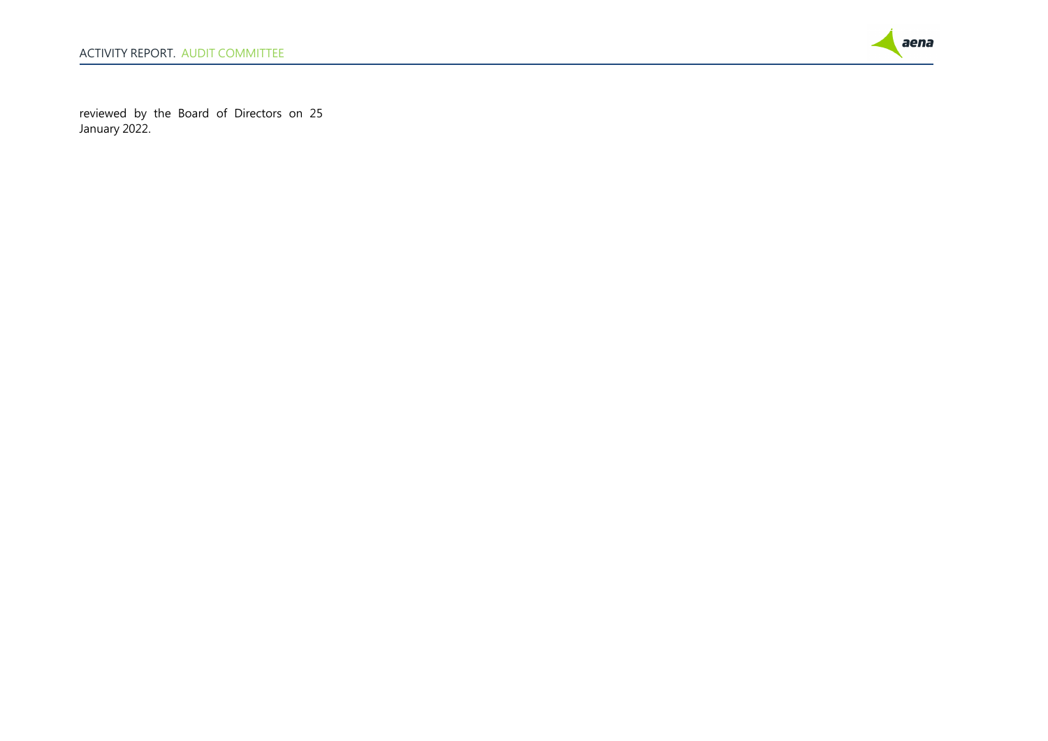reviewed by the Board of Directors on 25 January 2022.